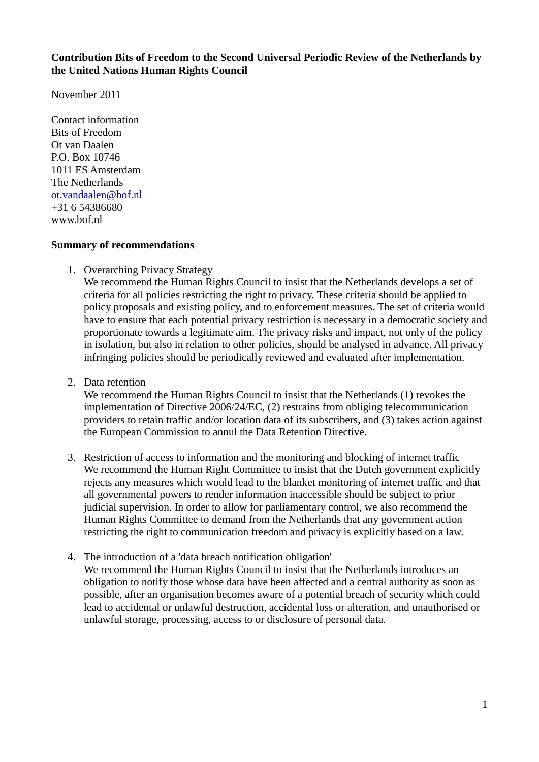**Contribution Bits of Freedom to the Second Universal Periodic Review of the Netherlands by the United Nations Human Rights Council**

November 2011

Contact information
Bits of Freedom
Ot van Daalen
P.O. Box 10746
1011 ES Amsterdam
The Netherlands
ot.vandaalen@bof.nl
+31 6 54386680
www.bof.nl

**Summary of recommendations**

1. Overarching Privacy Strategy
   We recommend the Human Rights Council to insist that the Netherlands develops a set of criteria for all policies restricting the right to privacy. These criteria should be applied to policy proposals and existing policy, and to enforcement measures. The set of criteria would have to ensure that each potential privacy restriction is necessary in a democratic society and proportionate towards a legitimate aim. The privacy risks and impact, not only of the policy in isolation, but also in relation to other policies, should be analysed in advance. All privacy infringing policies should be periodically reviewed and evaluated after implementation.

2. Data retention
   We recommend the Human Rights Council to insist that the Netherlands (1) revokes the implementation of Directive 2006/24/EC, (2) restrains from obliging telecommunication providers to retain traffic and/or location data of its subscribers, and (3) takes action against the European Commission to annul the Data Retention Directive.

3. Restriction of access to information and the monitoring and blocking of internet traffic
   We recommend the Human Right Committee to insist that the Dutch government explicitly rejects any measures which would lead to the blanket monitoring of internet traffic and that all governmental powers to render information inaccessible should be subject to prior judicial supervision. In order to allow for parliamentary control, we also recommend the Human Rights Committee to demand from the Netherlands that any government action restricting the right to communication freedom and privacy is explicitly based on a law.

4. The introduction of a 'data breach notification obligation'
   We recommend the Human Rights Council to insist that the Netherlands introduces an obligation to notify those whose data have been affected and a central authority as soon as possible, after an organisation becomes aware of a potential breach of security which could lead to accidental or unlawful destruction, accidental loss or alteration, and unauthorised or unlawful storage, processing, access to or disclosure of personal data.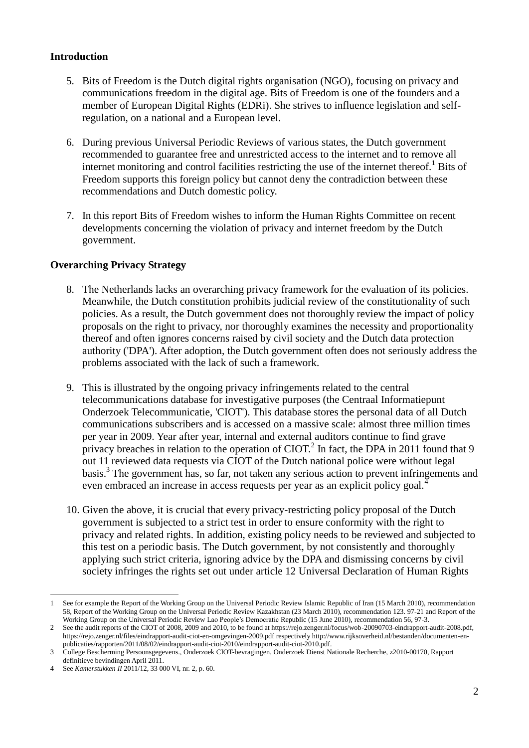**Introduction**

5. Bits of Freedom is the Dutch digital rights organisation (NGO), focusing on privacy and communications freedom in the digital age. Bits of Freedom is one of the founders and a member of European Digital Rights (EDRi). She strives to influence legislation and self-regulation, on a national and a European level.

6. During previous Universal Periodic Reviews of various states, the Dutch government recommended to guarantee free and unrestricted access to the internet and to remove all internet monitoring and control facilities restricting the use of the internet thereof.[1] Bits of Freedom supports this foreign policy but cannot deny the contradiction between these recommendations and Dutch domestic policy.

7. In this report Bits of Freedom wishes to inform the Human Rights Committee on recent developments concerning the violation of privacy and internet freedom by the Dutch government.

**Overarching Privacy Strategy**

8. The Netherlands lacks an overarching privacy framework for the evaluation of its policies. Meanwhile, the Dutch constitution prohibits judicial review of the constitutionality of such policies. As a result, the Dutch government does not thoroughly review the impact of policy proposals on the right to privacy, nor thoroughly examines the necessity and proportionality thereof and often ignores concerns raised by civil society and the Dutch data protection authority ('DPA'). After adoption, the Dutch government often does not seriously address the problems associated with the lack of such a framework.

9. This is illustrated by the ongoing privacy infringements related to the central telecommunications database for investigative purposes (the Centraal Informatiepunt Onderzoek Telecommunicatie, 'CIOT'). This database stores the personal data of all Dutch communications subscribers and is accessed on a massive scale: almost three million times per year in 2009. Year after year, internal and external auditors continue to find grave privacy breaches in relation to the operation of CIOT.[2] In fact, the DPA in 2011 found that 9 out 11 reviewed data requests via CIOT of the Dutch national police were without legal basis.[3] The government has, so far, not taken any serious action to prevent infringements and even embraced an increase in access requests per year as an explicit policy goal.[4]

10. Given the above, it is crucial that every privacy-restricting policy proposal of the Dutch government is subjected to a strict test in order to ensure conformity with the right to privacy and related rights. In addition, existing policy needs to be reviewed and subjected to this test on a periodic basis. The Dutch government, by not consistently and thoroughly applying such strict criteria, ignoring advice by the DPA and dismissing concerns by civil society infringes the rights set out under article 12 Universal Declaration of Human Rights

---

1 See for example the Report of the Working Group on the Universal Periodic Review Islamic Republic of Iran (15 March 2010), recommendation 58, Report of the Working Group on the Universal Periodic Review Kazakhstan (23 March 2010), recommendation 123. 97-21 and Report of the Working Group on the Universal Periodic Review Lao People's Democratic Republic (15 June 2010), recommendation 56, 97-3.

2 See the audit reports of the CIOT of 2008, 2009 and 2010, to be found at https://rejo.zenger.nl/focus/wob-20090703-eindrapport-audit-2008.pdf, https://rejo.zenger.nl/files/eindrapport-audit-ciot-en-omgevingen-2009.pdf respectively http://www.rijksoverheid.nl/bestanden/documenten-en-publicaties/rapporten/2011/08/02/eindrapport-audit-ciot-2010/eindrapport-audit-ciot-2010.pdf.

3 College Bescherming Persoonsgegevens., Onderzoek CIOT-bevragingen, Onderzoek Dienst Nationale Recherche, z2010-00170, Rapport definitieve bevindingen April 2011.

4 See *Kamerstukken II* 2011/12, 33 000 VI, nr. 2, p. 60.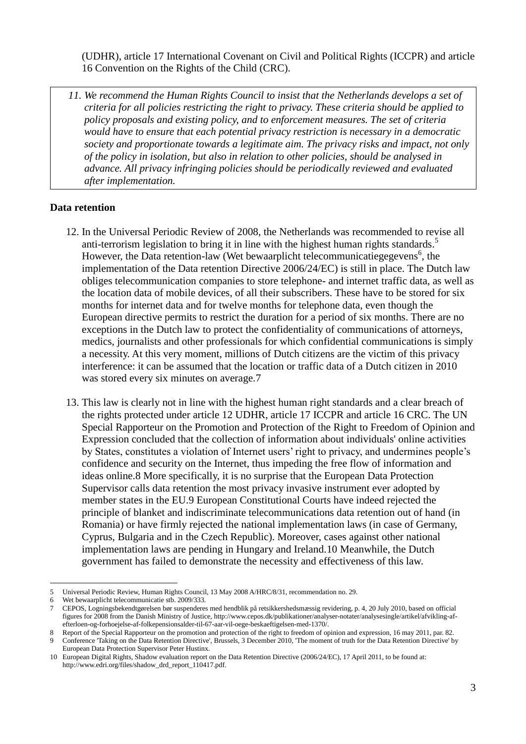(UDHR), article 17 International Covenant on Civil and Political Rights (ICCPR) and article 16 Convention on the Rights of the Child (CRC).

> *11. We recommend the Human Rights Council to insist that the Netherlands develops a set of criteria for all policies restricting the right to privacy. These criteria should be applied to policy proposals and existing policy, and to enforcement measures. The set of criteria would have to ensure that each potential privacy restriction is necessary in a democratic society and proportionate towards a legitimate aim. The privacy risks and impact, not only of the policy in isolation, but also in relation to other policies, should be analysed in advance. All privacy infringing policies should be periodically reviewed and evaluated after implementation.*

**Data retention**

12. In the Universal Periodic Review of 2008, the Netherlands was recommended to revise all anti-terrorism legislation to bring it in line with the highest human rights standards.[5] However, the Data retention-law (Wet bewaarplicht telecommunicatiegegevens[6], the implementation of the Data retention Directive 2006/24/EC) is still in place. The Dutch law obliges telecommunication companies to store telephone- and internet traffic data, as well as the location data of mobile devices, of all their subscribers. These have to be stored for six months for internet data and for twelve months for telephone data, even though the European directive permits to restrict the duration for a period of six months. There are no exceptions in the Dutch law to protect the confidentiality of communications of attorneys, medics, journalists and other professionals for which confidential communications is simply a necessity. At this very moment, millions of Dutch citizens are the victim of this privacy interference: it can be assumed that the location or traffic data of a Dutch citizen in 2010 was stored every six minutes on average.7

13. This law is clearly not in line with the highest human right standards and a clear breach of the rights protected under article 12 UDHR, article 17 ICCPR and article 16 CRC. The UN Special Rapporteur on the Promotion and Protection of the Right to Freedom of Opinion and Expression concluded that the collection of information about individuals' online activities by States, constitutes a violation of Internet users' right to privacy, and undermines people's confidence and security on the Internet, thus impeding the free flow of information and ideas online.8 More specifically, it is no surprise that the European Data Protection Supervisor calls data retention the most privacy invasive instrument ever adopted by member states in the EU.9 European Constitutional Courts have indeed rejected the principle of blanket and indiscriminate telecommunications data retention out of hand (in Romania) or have firmly rejected the national implementation laws (in case of Germany, Cyprus, Bulgaria and in the Czech Republic). Moreover, cases against other national implementation laws are pending in Hungary and Ireland.10 Meanwhile, the Dutch government has failed to demonstrate the necessity and effectiveness of this law.

---

5 Universal Periodic Review, Human Rights Council, 13 May 2008 A/HRC/8/31, recommendation no. 29.

6 Wet bewaarplicht telecommunicatie stb. 2009/333.

7 CEPOS, Logningsbekendtgørelsen bør suspenderes med hendblik på retsikkershedsmæssig revidering, p. 4, 20 July 2010, based on official figures for 2008 from the Danish Ministry of Justice, http://www.cepos.dk/publikationer/analyser-notater/analysesingle/artikel/afvikling-af-efterloen-og-forhoejelse-af-folkepensionsalder-til-67-aar-vil-oege-beskaeftigelsen-med-1370/.

8 Report of the Special Rapporteur on the promotion and protection of the right to freedom of opinion and expression, 16 may 2011, par. 82.

9 Conference 'Taking on the Data Retention Directive', Brussels, 3 December 2010, 'The moment of truth for the Data Retention Directive' by European Data Protection Supervisor Peter Hustinx.

10 European Digital Rights, Shadow evaluation report on the Data Retention Directive (2006/24/EC), 17 April 2011, to be found at: http://www.edri.org/files/shadow_drd_report_110417.pdf.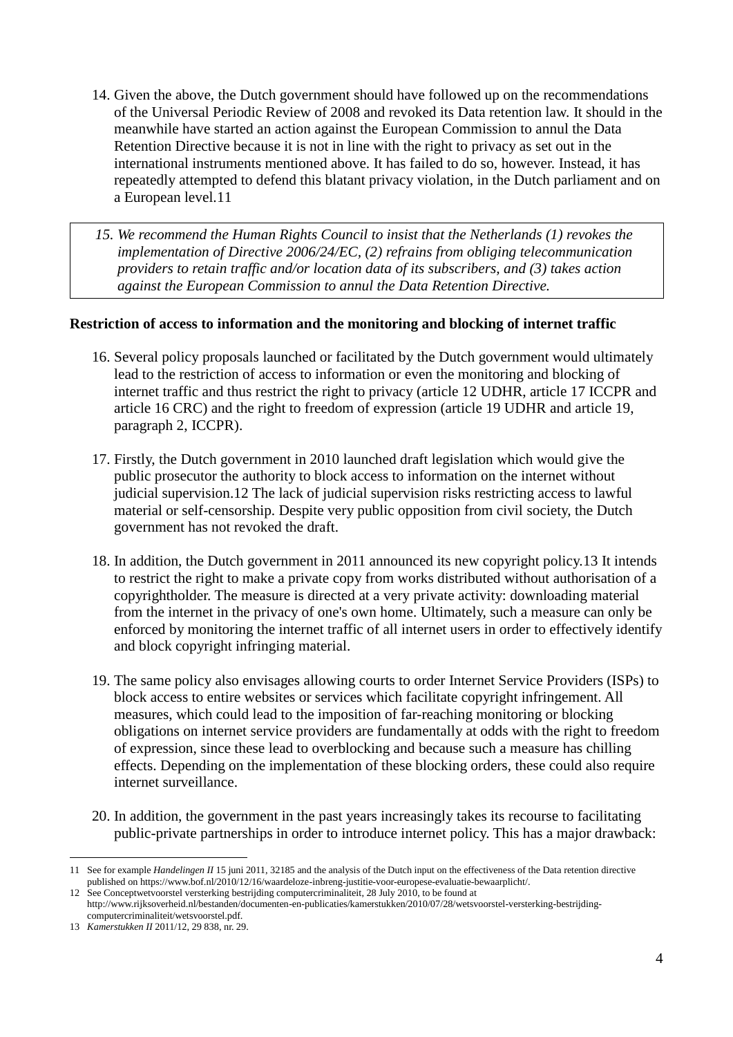14. Given the above, the Dutch government should have followed up on the recommendations of the Universal Periodic Review of 2008 and revoked its Data retention law. It should in the meanwhile have started an action against the European Commission to annul the Data Retention Directive because it is not in line with the right to privacy as set out in the international instruments mentioned above. It has failed to do so, however. Instead, it has repeatedly attempted to defend this blatant privacy violation, in the Dutch parliament and on a European level.[11]

> *15. We recommend the Human Rights Council to insist that the Netherlands (1) revokes the implementation of Directive 2006/24/EC, (2) refrains from obliging telecommunication providers to retain traffic and/or location data of its subscribers, and (3) takes action against the European Commission to annul the Data Retention Directive.*

**Restriction of access to information and the monitoring and blocking of internet traffic**

16. Several policy proposals launched or facilitated by the Dutch government would ultimately lead to the restriction of access to information or even the monitoring and blocking of internet traffic and thus restrict the right to privacy (article 12 UDHR, article 17 ICCPR and article 16 CRC) and the right to freedom of expression (article 19 UDHR and article 19, paragraph 2, ICCPR).

17. Firstly, the Dutch government in 2010 launched draft legislation which would give the public prosecutor the authority to block access to information on the internet without judicial supervision.[12] The lack of judicial supervision risks restricting access to lawful material or self-censorship. Despite very public opposition from civil society, the Dutch government has not revoked the draft.

18. In addition, the Dutch government in 2011 announced its new copyright policy.[13] It intends to restrict the right to make a private copy from works distributed without authorisation of a copyrightholder. The measure is directed at a very private activity: downloading material from the internet in the privacy of one's own home. Ultimately, such a measure can only be enforced by monitoring the internet traffic of all internet users in order to effectively identify and block copyright infringing material.

19. The same policy also envisages allowing courts to order Internet Service Providers (ISPs) to block access to entire websites or services which facilitate copyright infringement. All measures, which could lead to the imposition of far-reaching monitoring or blocking obligations on internet service providers are fundamentally at odds with the right to freedom of expression, since these lead to overblocking and because such a measure has chilling effects. Depending on the implementation of these blocking orders, these could also require internet surveillance.

20. In addition, the government in the past years increasingly takes its recourse to facilitating public-private partnerships in order to introduce internet policy. This has a major drawback:

---

11 See for example *Handelingen II* 15 juni 2011, 32185 and the analysis of the Dutch input on the effectiveness of the Data retention directive published on https://www.bof.nl/2010/12/16/waardeloze-inbreng-justitie-voor-europese-evaluatie-bewaarplicht/.

12 See Conceptwetvoorstel versterking bestrijding computercriminaliteit, 28 July 2010, to be found at http://www.rijksoverheid.nl/bestanden/documenten-en-publicaties/kamerstukken/2010/07/28/wetsvoorstel-versterking-bestrijding-computercriminaliteit/wetsvoorstel.pdf.

13 *Kamerstukken II* 2011/12, 29 838, nr. 29.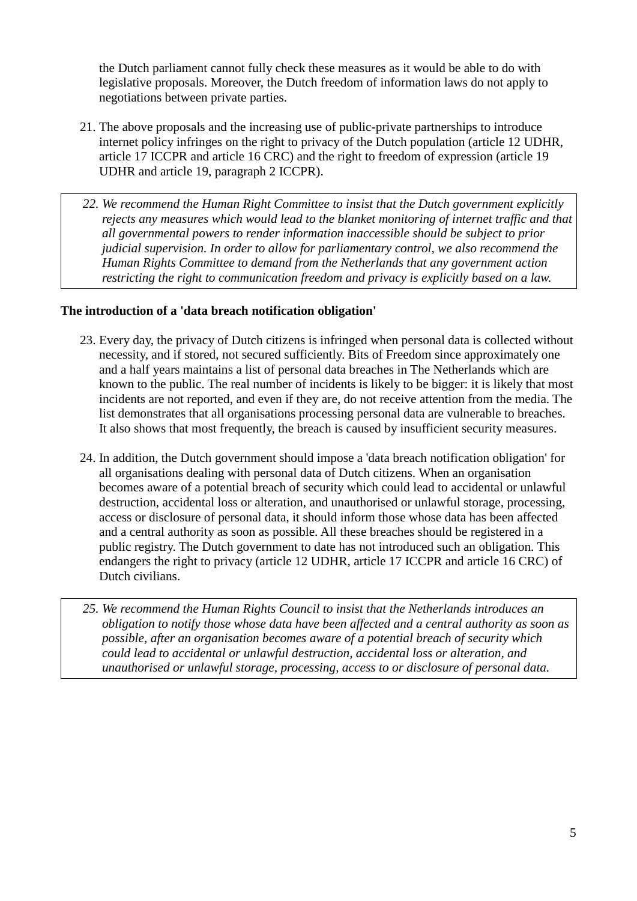the Dutch parliament cannot fully check these measures as it would be able to do with legislative proposals. Moreover, the Dutch freedom of information laws do not apply to negotiations between private parties.

21. The above proposals and the increasing use of public-private partnerships to introduce internet policy infringes on the right to privacy of the Dutch population (article 12 UDHR, article 17 ICCPR and article 16 CRC) and the right to freedom of expression (article 19 UDHR and article 19, paragraph 2 ICCPR).

> *22. We recommend the Human Right Committee to insist that the Dutch government explicitly rejects any measures which would lead to the blanket monitoring of internet traffic and that all governmental powers to render information inaccessible should be subject to prior judicial supervision. In order to allow for parliamentary control, we also recommend the Human Rights Committee to demand from the Netherlands that any government action restricting the right to communication freedom and privacy is explicitly based on a law.*

**The introduction of a 'data breach notification obligation'**

23. Every day, the privacy of Dutch citizens is infringed when personal data is collected without necessity, and if stored, not secured sufficiently. Bits of Freedom since approximately one and a half years maintains a list of personal data breaches in The Netherlands which are known to the public. The real number of incidents is likely to be bigger: it is likely that most incidents are not reported, and even if they are, do not receive attention from the media. The list demonstrates that all organisations processing personal data are vulnerable to breaches. It also shows that most frequently, the breach is caused by insufficient security measures.

24. In addition, the Dutch government should impose a 'data breach notification obligation' for all organisations dealing with personal data of Dutch citizens. When an organisation becomes aware of a potential breach of security which could lead to accidental or unlawful destruction, accidental loss or alteration, and unauthorised or unlawful storage, processing, access or disclosure of personal data, it should inform those whose data has been affected and a central authority as soon as possible. All these breaches should be registered in a public registry. The Dutch government to date has not introduced such an obligation. This endangers the right to privacy (article 12 UDHR, article 17 ICCPR and article 16 CRC) of Dutch civilians.

> *25. We recommend the Human Rights Council to insist that the Netherlands introduces an obligation to notify those whose data have been affected and a central authority as soon as possible, after an organisation becomes aware of a potential breach of security which could lead to accidental or unlawful destruction, accidental loss or alteration, and unauthorised or unlawful storage, processing, access to or disclosure of personal data.*